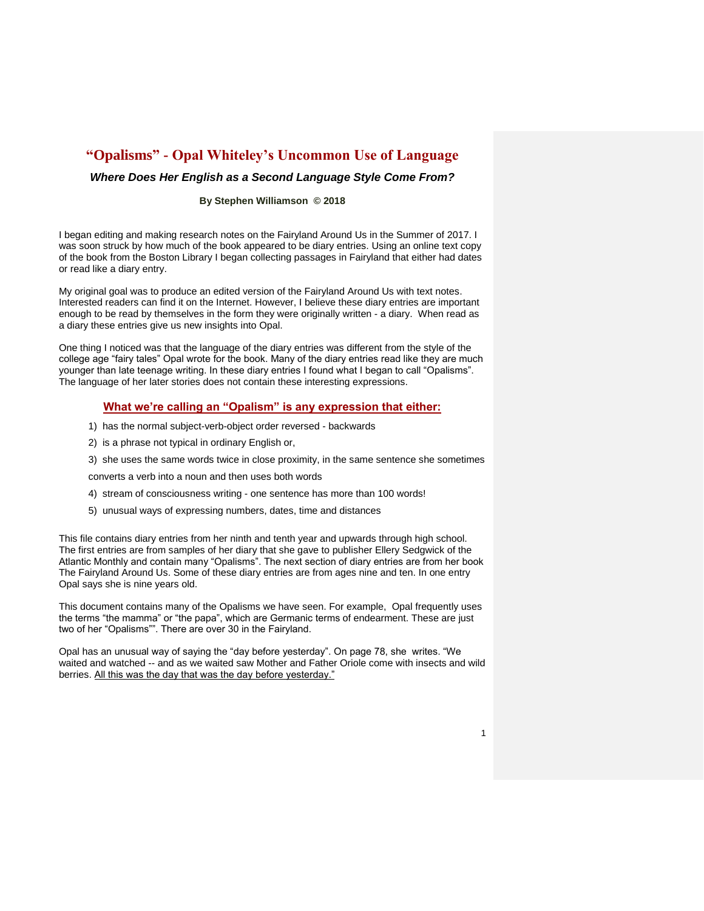# "Opalisms" - Opal Whiteley's Uncommon Use of Language

***Where Does Her English as a Second Language Style Come From?***

**By Stephen Williamson © 2018**

I began editing and making research notes on the Fairyland Around Us in the Summer of 2017. I was soon struck by how much of the book appeared to be diary entries. Using an online text copy of the book from the Boston Library I began collecting passages in Fairyland that either had dates or read like a diary entry.

My original goal was to produce an edited version of the Fairyland Around Us with text notes. Interested readers can find it on the Internet. However, I believe these diary entries are important enough to be read by themselves in the form they were originally written - a diary. When read as a diary these entries give us new insights into Opal.

One thing I noticed was that the language of the diary entries was different from the style of the college age "fairy tales" Opal wrote for the book. Many of the diary entries read like they are much younger than late teenage writing. In these diary entries I found what I began to call "Opalisms". The language of her later stories does not contain these interesting expressions.

## What we're calling an "Opalism" is any expression that either:

1) has the normal subject-verb-object order reversed - backwards
2) is a phrase not typical in ordinary English or,
3) she uses the same words twice in close proximity, in the same sentence she sometimes converts a verb into a noun and then uses both words
4) stream of consciousness writing - one sentence has more than 100 words!
5) unusual ways of expressing numbers, dates, time and distances

This file contains diary entries from her ninth and tenth year and upwards through high school. The first entries are from samples of her diary that she gave to publisher Ellery Sedgwick of the Atlantic Monthly and contain many "Opalisms". The next section of diary entries are from her book The Fairyland Around Us. Some of these diary entries are from ages nine and ten. In one entry Opal says she is nine years old.

This document contains many of the Opalisms we have seen. For example, Opal frequently uses the terms "the mamma" or "the papa", which are Germanic terms of endearment. These are just two of her "Opalisms"". There are over 30 in the Fairyland.

Opal has an unusual way of saying the "day before yesterday". On page 78, she writes. "We waited and watched -- and as we waited saw Mother and Father Oriole come with insects and wild berries. <u>All this was the day that was the day before yesterday."</u>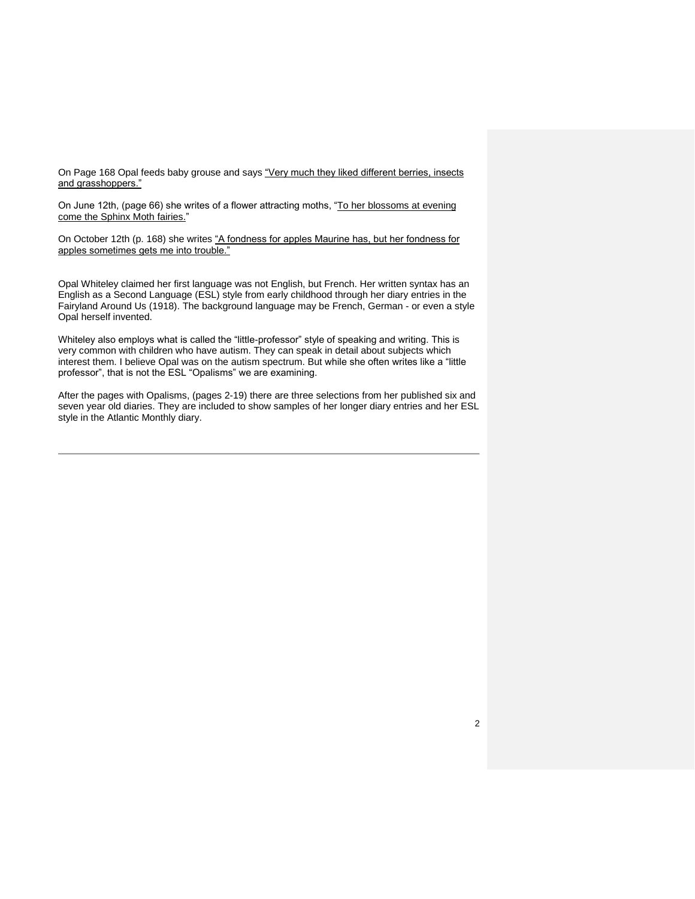On Page 168 Opal feeds baby grouse and says <u>"Very much they liked different berries, insects and grasshoppers."</u>

On June 12th, (page 66) she writes of a flower attracting moths, "<u>To her blossoms at evening come the Sphinx Moth fairies.</u>"

On October 12th (p. 168) she writes <u>"A fondness for apples Maurine has, but her fondness for apples sometimes gets me into trouble."</u>

Opal Whiteley claimed her first language was not English, but French. Her written syntax has an English as a Second Language (ESL) style from early childhood through her diary entries in the Fairyland Around Us (1918). The background language may be French, German - or even a style Opal herself invented.

Whiteley also employs what is called the "little-professor" style of speaking and writing. This is very common with children who have autism. They can speak in detail about subjects which interest them. I believe Opal was on the autism spectrum. But while she often writes like a "little professor", that is not the ESL "Opalisms" we are examining.

After the pages with Opalisms, (pages 2-19) there are three selections from her published six and seven year old diaries. They are included to show samples of her longer diary entries and her ESL style in the Atlantic Monthly diary.

---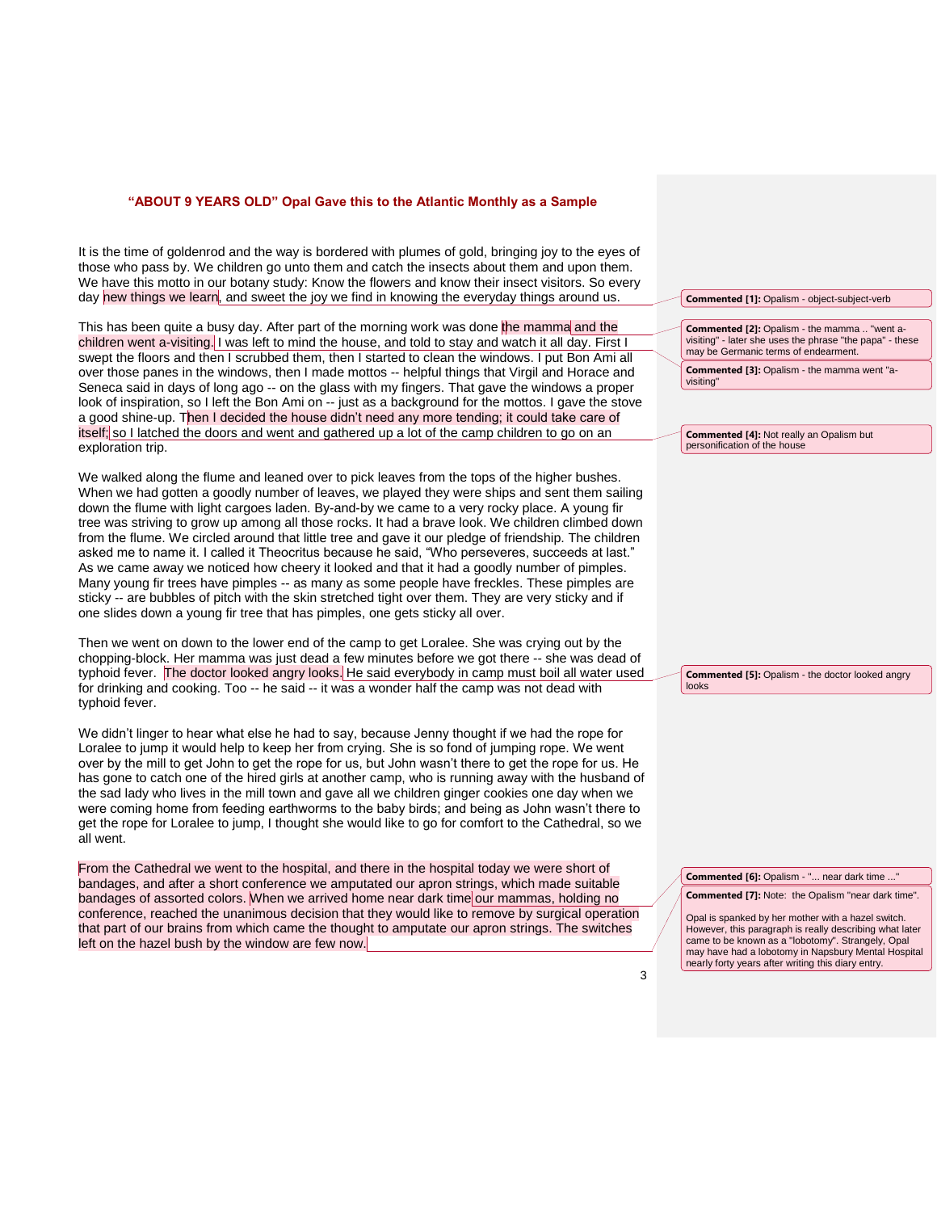## "ABOUT 9 YEARS OLD" Opal Gave this to the Atlantic Monthly as a Sample

It is the time of goldenrod and the way is bordered with plumes of gold, bringing joy to the eyes of those who pass by. We children go unto them and catch the insects about them and upon them. We have this motto in our botany study: Know the flowers and know their insect visitors. So every day new things we learn, and sweet the joy we find in knowing the everyday things around us.

This has been quite a busy day. After part of the morning work was done the mamma and the children went a-visiting. I was left to mind the house, and told to stay and watch it all day. First I swept the floors and then I scrubbed them, then I started to clean the windows. I put Bon Ami all over those panes in the windows, then I made mottos -- helpful things that Virgil and Horace and Seneca said in days of long ago -- on the glass with my fingers. That gave the windows a proper look of inspiration, so I left the Bon Ami on -- just as a background for the mottos. I gave the stove a good shine-up. Then I decided the house didn't need any more tending; it could take care of itself; so I latched the doors and went and gathered up a lot of the camp children to go on an exploration trip.

We walked along the flume and leaned over to pick leaves from the tops of the higher bushes. When we had gotten a goodly number of leaves, we played they were ships and sent them sailing down the flume with light cargoes laden. By-and-by we came to a very rocky place. A young fir tree was striving to grow up among all those rocks. It had a brave look. We children climbed down from the flume. We circled around that little tree and gave it our pledge of friendship. The children asked me to name it. I called it Theocritus because he said, "Who perseveres, succeeds at last." As we came away we noticed how cheery it looked and that it had a goodly number of pimples. Many young fir trees have pimples -- as many as some people have freckles. These pimples are sticky -- are bubbles of pitch with the skin stretched tight over them. They are very sticky and if one slides down a young fir tree that has pimples, one gets sticky all over.

Then we went on down to the lower end of the camp to get Loralee. She was crying out by the chopping-block. Her mamma was just dead a few minutes before we got there -- she was dead of typhoid fever. The doctor looked angry looks. He said everybody in camp must boil all water used for drinking and cooking. Too -- he said -- it was a wonder half the camp was not dead with typhoid fever.

We didn't linger to hear what else he had to say, because Jenny thought if we had the rope for Loralee to jump it would help to keep her from crying. She is so fond of jumping rope. We went over by the mill to get John to get the rope for us, but John wasn't there to get the rope for us. He has gone to catch one of the hired girls at another camp, who is running away with the husband of the sad lady who lives in the mill town and gave all we children ginger cookies one day when we were coming home from feeding earthworms to the baby birds; and being as John wasn't there to get the rope for Loralee to jump, I thought she would like to go for comfort to the Cathedral, so we all went.

From the Cathedral we went to the hospital, and there in the hospital today we were short of bandages, and after a short conference we amputated our apron strings, which made suitable bandages of assorted colors. When we arrived home near dark time our mammas, holding no conference, reached the unanimous decision that they would like to remove by surgical operation that part of our brains from which came the thought to amputate our apron strings. The switches left on the hazel bush by the window are few now.

---

**Commented [1]:** Opalism - object-subject-verb

**Commented [2]:** Opalism - the mamma .. "went a-visiting" - later she uses the phrase "the papa" - these may be Germanic terms of endearment.

**Commented [3]:** Opalism - the mamma went "a-visiting"

**Commented [4]:** Not really an Opalism but personification of the house

**Commented [5]:** Opalism - the doctor looked angry looks

**Commented [6]:** Opalism - "... near dark time ..."

**Commented [7]:** Note: the Opalism "near dark time".

Opal is spanked by her mother with a hazel switch. However, this paragraph is really describing what later came to be known as a "lobotomy". Strangely, Opal may have had a lobotomy in Napsbury Mental Hospital nearly forty years after writing this diary entry.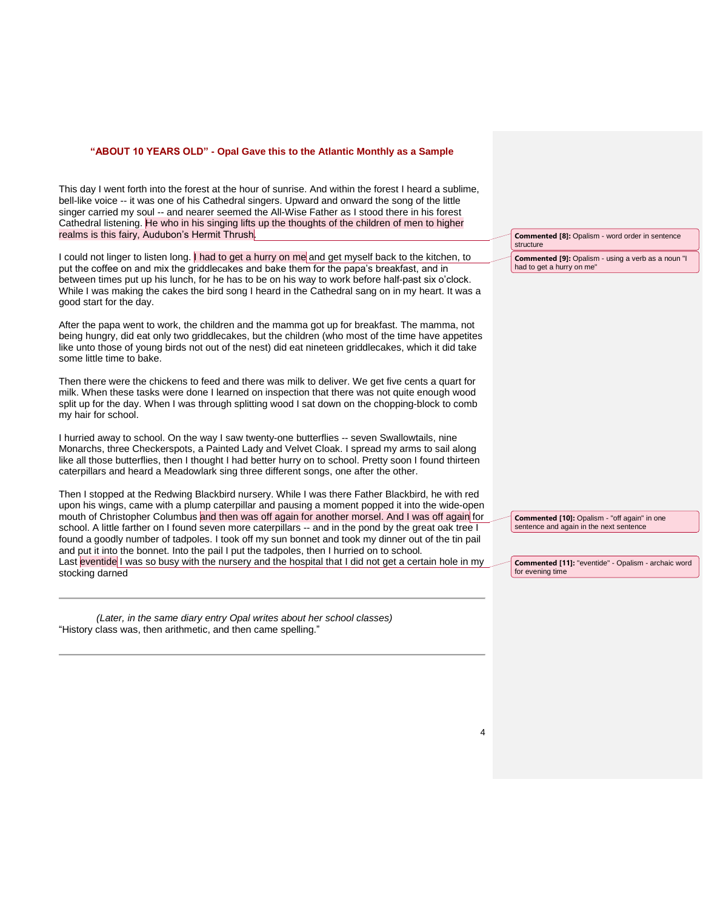### "ABOUT 10 YEARS OLD" - Opal Gave this to the Atlantic Monthly as a Sample

This day I went forth into the forest at the hour of sunrise. And within the forest I heard a sublime, bell-like voice -- it was one of his Cathedral singers. Upward and onward the song of the little singer carried my soul -- and nearer seemed the All-Wise Father as I stood there in his forest Cathedral listening. He who in his singing lifts up the thoughts of the children of men to higher realms is this fairy, Audubon's Hermit Thrush.

> **Commented [8]:** Opalism - word order in sentence structure

I could not linger to listen long. I had to get a hurry on me and get myself back to the kitchen, to put the coffee on and mix the griddlecakes and bake them for the papa's breakfast, and in between times put up his lunch, for he has to be on his way to work before half-past six o'clock. While I was making the cakes the bird song I heard in the Cathedral sang on in my heart. It was a good start for the day.

> **Commented [9]:** Opalism - using a verb as a noun "I had to get a hurry on me"

After the papa went to work, the children and the mamma got up for breakfast. The mamma, not being hungry, did eat only two griddlecakes, but the children (who most of the time have appetites like unto those of young birds not out of the nest) did eat nineteen griddlecakes, which it did take some little time to bake.

Then there were the chickens to feed and there was milk to deliver. We get five cents a quart for milk. When these tasks were done I learned on inspection that there was not quite enough wood split up for the day. When I was through splitting wood I sat down on the chopping-block to comb my hair for school.

I hurried away to school. On the way I saw twenty-one butterflies -- seven Swallowtails, nine Monarchs, three Checkerspots, a Painted Lady and Velvet Cloak. I spread my arms to sail along like all those butterflies, then I thought I had better hurry on to school. Pretty soon I found thirteen caterpillars and heard a Meadowlark sing three different songs, one after the other.

Then I stopped at the Redwing Blackbird nursery. While I was there Father Blackbird, he with red upon his wings, came with a plump caterpillar and pausing a moment popped it into the wide-open mouth of Christopher Columbus and then was off again for another morsel. And I was off again for school. A little farther on I found seven more caterpillars -- and in the pond by the great oak tree I found a goodly number of tadpoles. I took off my sun bonnet and took my dinner out of the tin pail and put it into the bonnet. Into the pail I put the tadpoles, then I hurried on to school.
Last eventide I was so busy with the nursery and the hospital that I did not get a certain hole in my stocking darned

> **Commented [10]:** Opalism - "off again" in one sentence and again in the next sentence

> **Commented [11]:** "eventide" - Opalism - archaic word for evening time

---

*(Later, in the same diary entry Opal writes about her school classes)*
"History class was, then arithmetic, and then came spelling."

---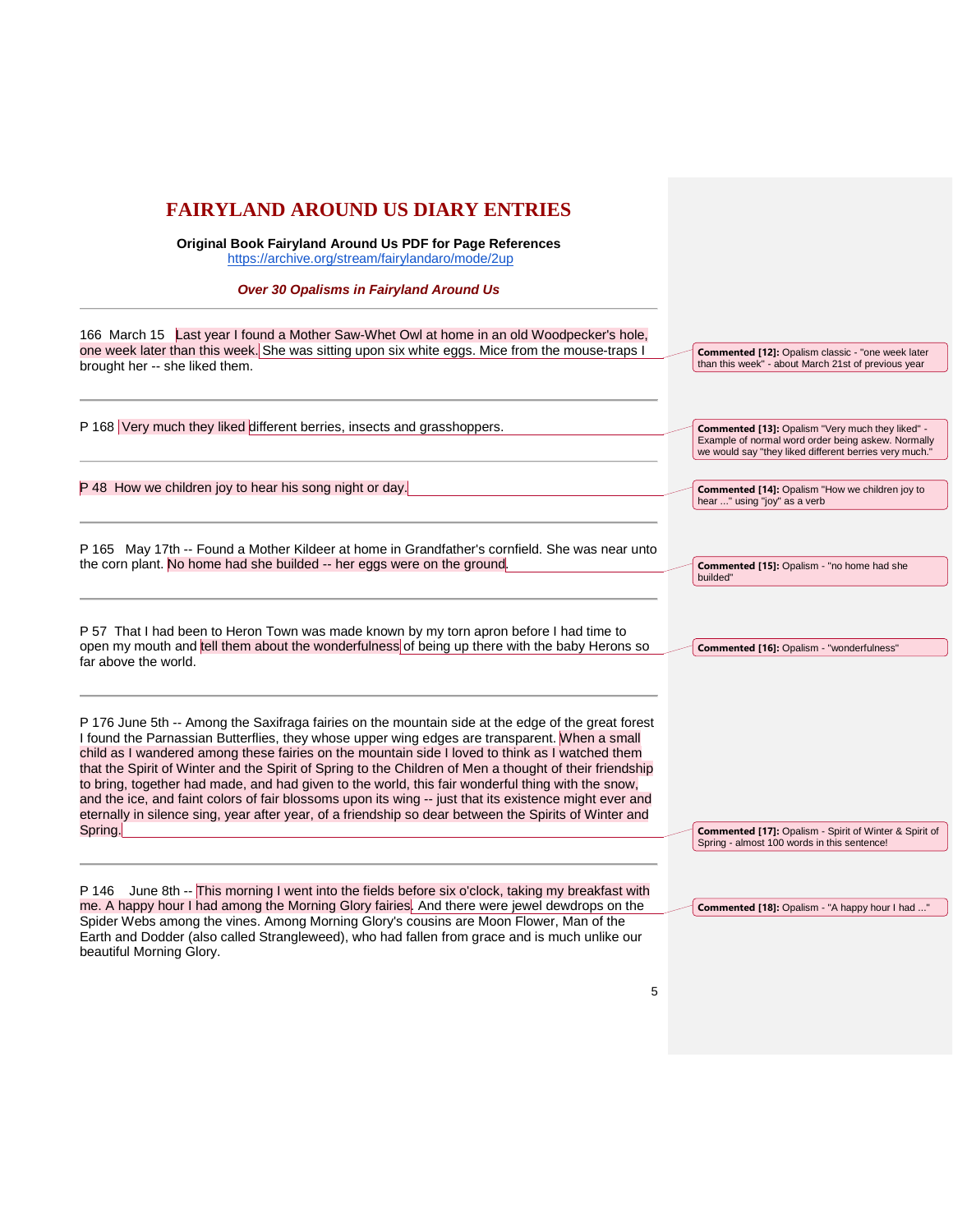# FAIRYLAND AROUND US DIARY ENTRIES

**Original Book Fairyland Around Us PDF for Page References**
https://archive.org/stream/fairylandaro/mode/2up

***Over 30 Opalisms in Fairyland Around Us***

---

166 March 15 Last year I found a Mother Saw-Whet Owl at home in an old Woodpecker's hole, one week later than this week. She was sitting upon six white eggs. Mice from the mouse-traps I brought her -- she liked them.

> **Commented [12]:** Opalism classic - "one week later than this week" - about March 21st of previous year

---

P 168 Very much they liked different berries, insects and grasshoppers.

> **Commented [13]:** Opalism "Very much they liked" - Example of normal word order being askew. Normally we would say "they liked different berries very much."

---

P 48 How we children joy to hear his song night or day.

> **Commented [14]:** Opalism "How we children joy to hear ..." using "joy" as a verb

---

P 165 May 17th -- Found a Mother Kildeer at home in Grandfather's cornfield. She was near unto the corn plant. No home had she builded -- her eggs were on the ground.

> **Commented [15]:** Opalism - "no home had she builded"

---

P 57 That I had been to Heron Town was made known by my torn apron before I had time to open my mouth and tell them about the wonderfulness of being up there with the baby Herons so far above the world.

> **Commented [16]:** Opalism - "wonderfulness"

---

P 176 June 5th -- Among the Saxifraga fairies on the mountain side at the edge of the great forest I found the Parnassian Butterflies, they whose upper wing edges are transparent. When a small child as I wandered among these fairies on the mountain side I loved to think as I watched them that the Spirit of Winter and the Spirit of Spring to the Children of Men a thought of their friendship to bring, together had made, and had given to the world, this fair wonderful thing with the snow, and the ice, and faint colors of fair blossoms upon its wing -- just that its existence might ever and eternally in silence sing, year after year, of a friendship so dear between the Spirits of Winter and Spring.

> **Commented [17]:** Opalism - Spirit of Winter & Spirit of Spring - almost 100 words in this sentence!

---

P 146 June 8th -- This morning I went into the fields before six o'clock, taking my breakfast with me. A happy hour I had among the Morning Glory fairies. And there were jewel dewdrops on the Spider Webs among the vines. Among Morning Glory's cousins are Moon Flower, Man of the Earth and Dodder (also called Strangleweed), who had fallen from grace and is much unlike our beautiful Morning Glory.

> **Commented [18]:** Opalism - "A happy hour I had ..."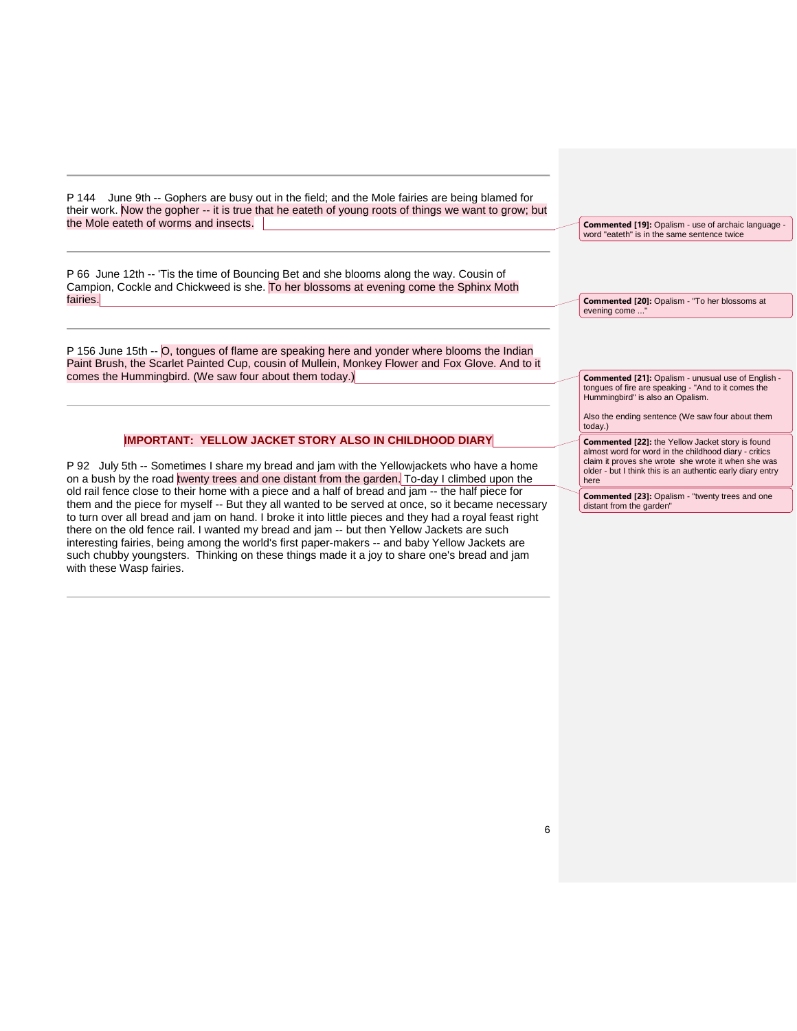P 144 June 9th -- Gophers are busy out in the field; and the Mole fairies are being blamed for their work. Now the gopher -- it is true that he eateth of young roots of things we want to grow; but the Mole eateth of worms and insects.

> **Commented [19]:** Opalism - use of archaic language - word "eateth" is in the same sentence twice

---

P 66 June 12th -- 'Tis the time of Bouncing Bet and she blooms along the way. Cousin of Campion, Cockle and Chickweed is she. To her blossoms at evening come the Sphinx Moth fairies.

> **Commented [20]:** Opalism - "To her blossoms at evening come ..."

---

P 156 June 15th -- O, tongues of flame are speaking here and yonder where blooms the Indian Paint Brush, the Scarlet Painted Cup, cousin of Mullein, Monkey Flower and Fox Glove. And to it comes the Hummingbird. (We saw four about them today.)

> **Commented [21]:** Opalism - unusual use of English - tongues of fire are speaking - "And to it comes the Hummingbird" is also an Opalism.
>
> Also the ending sentence (We saw four about them today.)

---

## IMPORTANT: YELLOW JACKET STORY ALSO IN CHILDHOOD DIARY

> **Commented [22]:** the Yellow Jacket story is found almost word for word in the childhood diary - critics claim it proves she wrote she wrote it when she was older - but I think this is an authentic early diary entry here

P 92 July 5th -- Sometimes I share my bread and jam with the Yellowjackets who have a home on a bush by the road twenty trees and one distant from the garden. To-day I climbed upon the old rail fence close to their home with a piece and a half of bread and jam -- the half piece for them and the piece for myself -- But they all wanted to be served at once, so it became necessary to turn over all bread and jam on hand. I broke it into little pieces and they had a royal feast right there on the old fence rail. I wanted my bread and jam -- but then Yellow Jackets are such interesting fairies, being among the world's first paper-makers -- and baby Yellow Jackets are such chubby youngsters. Thinking on these things made it a joy to share one's bread and jam with these Wasp fairies.

> **Commented [23]:** Opalism - "twenty trees and one distant from the garden"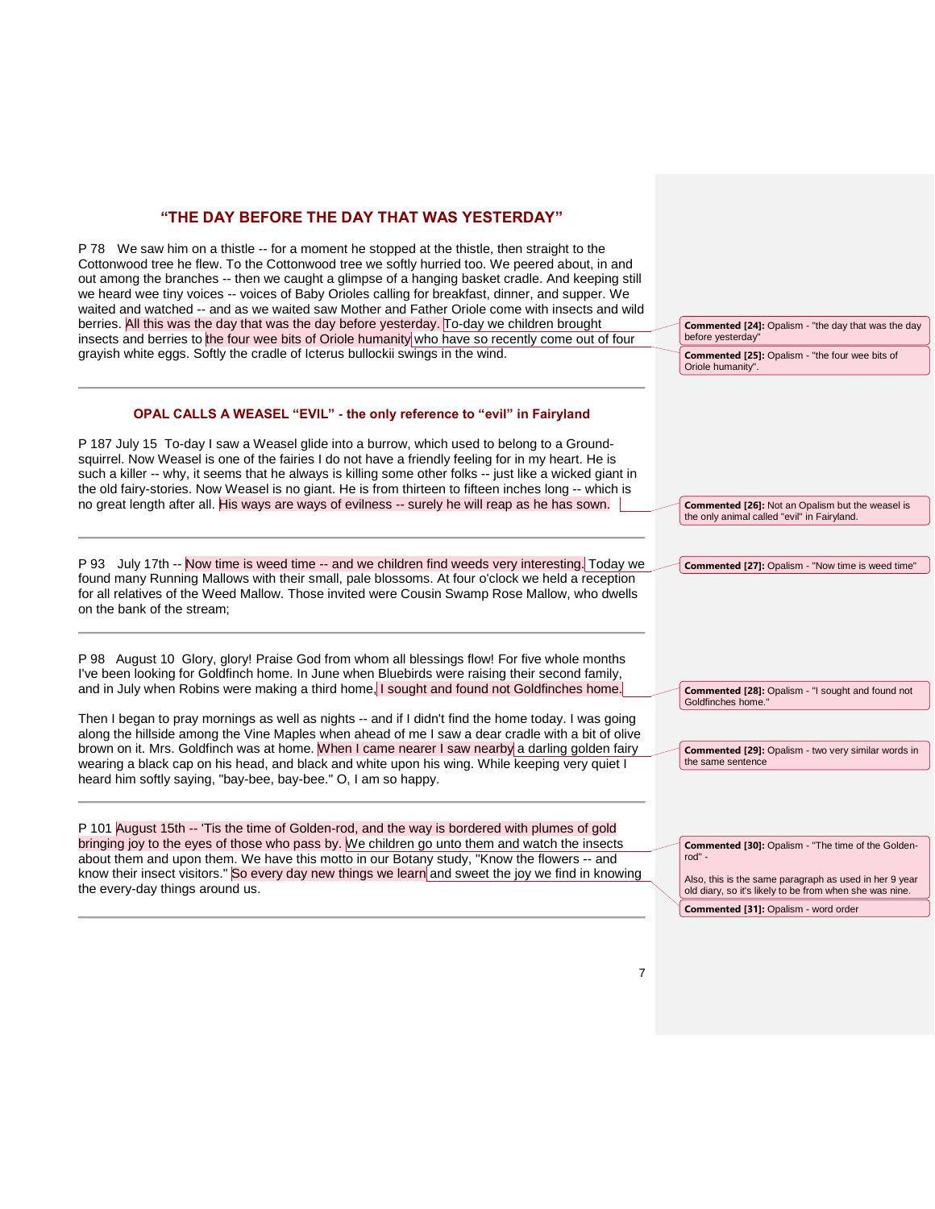## "THE DAY BEFORE THE DAY THAT WAS YESTERDAY"

P 78 We saw him on a thistle -- for a moment he stopped at the thistle, then straight to the Cottonwood tree he flew. To the Cottonwood tree we softly hurried too. We peered about, in and out among the branches -- then we caught a glimpse of a hanging basket cradle. And keeping still we heard wee tiny voices -- voices of Baby Orioles calling for breakfast, dinner, and supper. We waited and watched -- and as we waited saw Mother and Father Oriole come with insects and wild berries. All this was the day that was the day before yesterday. To-day we children brought insects and berries to the four wee bits of Oriole humanity who have so recently come out of four grayish white eggs. Softly the cradle of Icterus bullockii swings in the wind.

> **Commented [24]:** Opalism - "the day that was the day before yesterday"
>
> **Commented [25]:** Opalism - "the four wee bits of Oriole humanity".

---

### OPAL CALLS A WEASEL "EVIL" - the only reference to "evil" in Fairyland

P 187 July 15 To-day I saw a Weasel glide into a burrow, which used to belong to a Ground-squirrel. Now Weasel is one of the fairies I do not have a friendly feeling for in my heart. He is such a killer -- why, it seems that he always is killing some other folks -- just like a wicked giant in the old fairy-stories. Now Weasel is no giant. He is from thirteen to fifteen inches long -- which is no great length after all. His ways are ways of evilness -- surely he will reap as he has sown.

> **Commented [26]:** Not an Opalism but the weasel is the only animal called "evil" in Fairyland.

---

P 93 July 17th -- Now time is weed time -- and we children find weeds very interesting. Today we found many Running Mallows with their small, pale blossoms. At four o'clock we held a reception for all relatives of the Weed Mallow. Those invited were Cousin Swamp Rose Mallow, who dwells on the bank of the stream;

> **Commented [27]:** Opalism - "Now time is weed time"

---

P 98 August 10 Glory, glory! Praise God from whom all blessings flow! For five whole months I've been looking for Goldfinch home. In June when Bluebirds were raising their second family, and in July when Robins were making a third home, I sought and found not Goldfinches home.

Then I began to pray mornings as well as nights -- and if I didn't find the home today. I was going along the hillside among the Vine Maples when ahead of me I saw a dear cradle with a bit of olive brown on it. Mrs. Goldfinch was at home. When I came nearer I saw nearby a darling golden fairy wearing a black cap on his head, and black and white upon his wing. While keeping very quiet I heard him softly saying, "bay-bee, bay-bee." O, I am so happy.

> **Commented [28]:** Opalism - "I sought and found not Goldfinches home."
>
> **Commented [29]:** Opalism - two very similar words in the same sentence

---

P 101 August 15th -- 'Tis the time of Golden-rod, and the way is bordered with plumes of gold bringing joy to the eyes of those who pass by. We children go unto them and watch the insects about them and upon them. We have this motto in our Botany study, "Know the flowers -- and know their insect visitors." So every day new things we learn and sweet the joy we find in knowing the every-day things around us.

> **Commented [30]:** Opalism - "The time of the Golden-rod" -
>
> Also, this is the same paragraph as used in her 9 year old diary, so it's likely to be from when she was nine.
>
> **Commented [31]:** Opalism - word order

---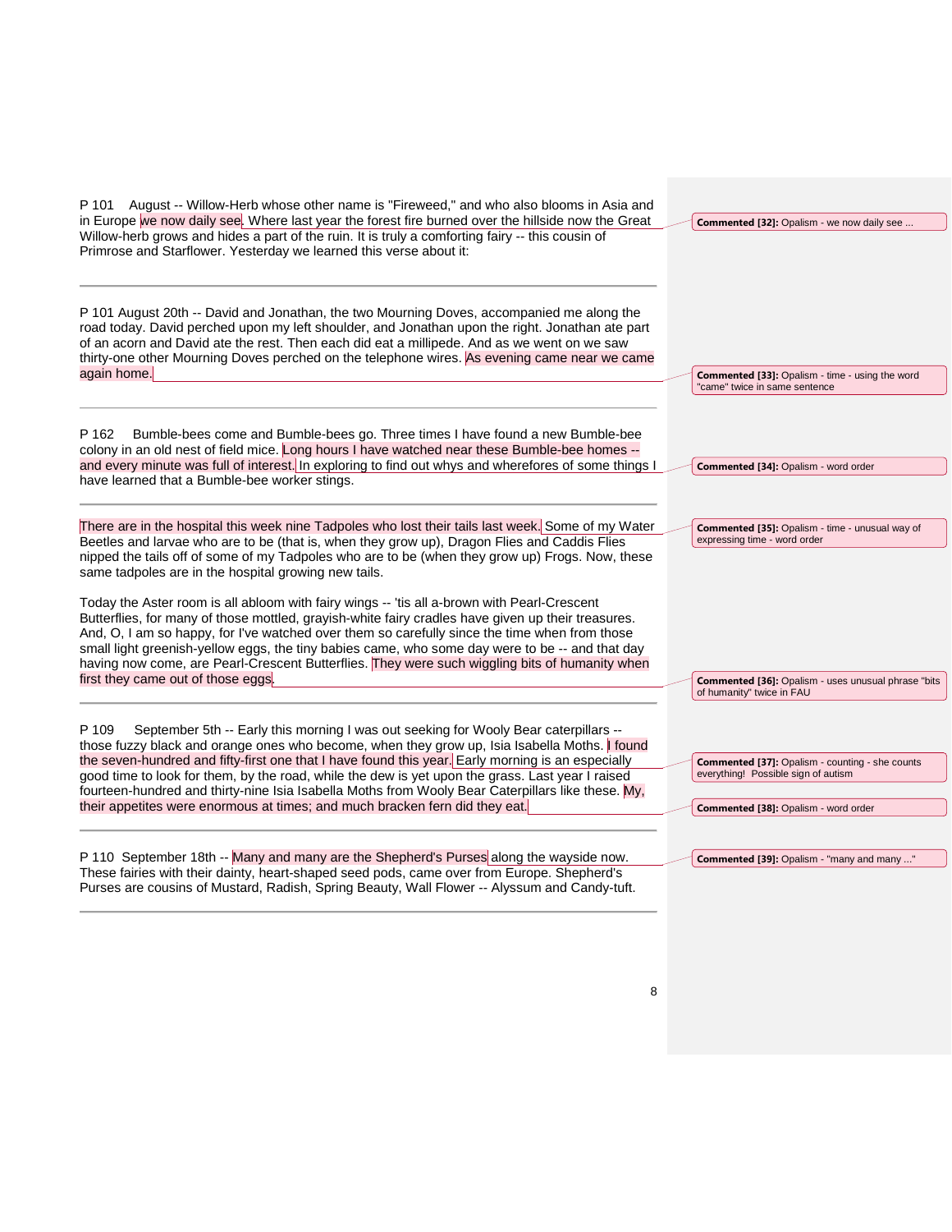P 101 August -- Willow-Herb whose other name is "Fireweed," and who also blooms in Asia and in Europe we now daily see. Where last year the forest fire burned over the hillside now the Great Willow-herb grows and hides a part of the ruin. It is truly a comforting fairy -- this cousin of Primrose and Starflower. Yesterday we learned this verse about it:

> **Commented [32]:** Opalism - we now daily see ...

---

P 101 August 20th -- David and Jonathan, the two Mourning Doves, accompanied me along the road today. David perched upon my left shoulder, and Jonathan upon the right. Jonathan ate part of an acorn and David ate the rest. Then each did eat a millipede. And as we went on we saw thirty-one other Mourning Doves perched on the telephone wires. As evening came near we came again home.

> **Commented [33]:** Opalism - time - using the word "came" twice in same sentence

---

P 162 Bumble-bees come and Bumble-bees go. Three times I have found a new Bumble-bee colony in an old nest of field mice. Long hours I have watched near these Bumble-bee homes -- and every minute was full of interest. In exploring to find out whys and wherefores of some things I have learned that a Bumble-bee worker stings.

> **Commented [34]:** Opalism - word order

---

There are in the hospital this week nine Tadpoles who lost their tails last week. Some of my Water Beetles and larvae who are to be (that is, when they grow up), Dragon Flies and Caddis Flies nipped the tails off of some of my Tadpoles who are to be (when they grow up) Frogs. Now, these same tadpoles are in the hospital growing new tails.

> **Commented [35]:** Opalism - time - unusual way of expressing time - word order

Today the Aster room is all abloom with fairy wings -- 'tis all a-brown with Pearl-Crescent Butterflies, for many of those mottled, grayish-white fairy cradles have given up their treasures. And, O, I am so happy, for I've watched over them so carefully since the time when from those small light greenish-yellow eggs, the tiny babies came, who some day were to be -- and that day having now come, are Pearl-Crescent Butterflies. They were such wiggling bits of humanity when first they came out of those eggs.

> **Commented [36]:** Opalism - uses unusual phrase "bits of humanity" twice in FAU

---

P 109 September 5th -- Early this morning I was out seeking for Wooly Bear caterpillars -- those fuzzy black and orange ones who become, when they grow up, Isia Isabella Moths. I found the seven-hundred and fifty-first one that I have found this year. Early morning is an especially good time to look for them, by the road, while the dew is yet upon the grass. Last year I raised fourteen-hundred and thirty-nine Isia Isabella Moths from Wooly Bear Caterpillars like these. My, their appetites were enormous at times; and much bracken fern did they eat.

> **Commented [37]:** Opalism - counting - she counts everything! Possible sign of autism

> **Commented [38]:** Opalism - word order

---

P 110 September 18th -- Many and many are the Shepherd's Purses along the wayside now. These fairies with their dainty, heart-shaped seed pods, came over from Europe. Shepherd's Purses are cousins of Mustard, Radish, Spring Beauty, Wall Flower -- Alyssum and Candy-tuft.

> **Commented [39]:** Opalism - "many and many ..."

---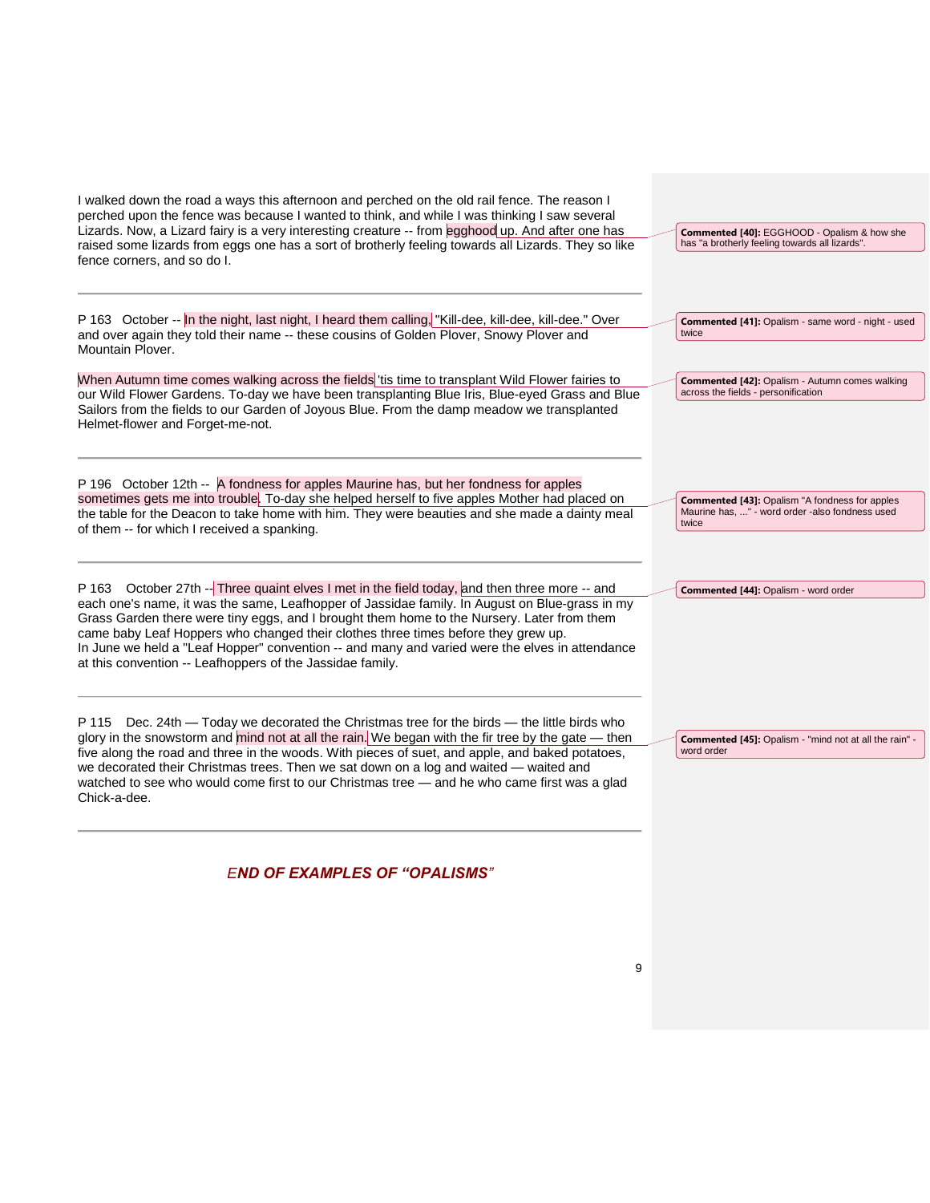I walked down the road a ways this afternoon and perched on the old rail fence. The reason I perched upon the fence was because I wanted to think, and while I was thinking I saw several Lizards. Now, a Lizard fairy is a very interesting creature -- from egghood up. And after one has raised some lizards from eggs one has a sort of brotherly feeling towards all Lizards. They so like fence corners, and so do I.

> **Commented [40]:** EGGHOOD - Opalism & how she has "a brotherly feeling towards all lizards".

---

P 163 October -- In the night, last night, I heard them calling, "Kill-dee, kill-dee, kill-dee." Over and over again they told their name -- these cousins of Golden Plover, Snowy Plover and Mountain Plover.

> **Commented [41]:** Opalism - same word - night - used twice

When Autumn time comes walking across the fields 'tis time to transplant Wild Flower fairies to our Wild Flower Gardens. To-day we have been transplanting Blue Iris, Blue-eyed Grass and Blue Sailors from the fields to our Garden of Joyous Blue. From the damp meadow we transplanted Helmet-flower and Forget-me-not.

> **Commented [42]:** Opalism - Autumn comes walking across the fields - personification

---

P 196 October 12th -- A fondness for apples Maurine has, but her fondness for apples sometimes gets me into trouble. To-day she helped herself to five apples Mother had placed on the table for the Deacon to take home with him. They were beauties and she made a dainty meal of them -- for which I received a spanking.

> **Commented [43]:** Opalism "A fondness for apples Maurine has, ..." - word order -also fondness used twice

---

P 163 October 27th -- Three quaint elves I met in the field today, and then three more -- and each one's name, it was the same, Leafhopper of Jassidae family. In August on Blue-grass in my Grass Garden there were tiny eggs, and I brought them home to the Nursery. Later from them came baby Leaf Hoppers who changed their clothes three times before they grew up.
In June we held a "Leaf Hopper" convention -- and many and varied were the elves in attendance at this convention -- Leafhoppers of the Jassidae family.

> **Commented [44]:** Opalism - word order

---

P 115 Dec. 24th — Today we decorated the Christmas tree for the birds — the little birds who glory in the snowstorm and mind not at all the rain. We began with the fir tree by the gate — then five along the road and three in the woods. With pieces of suet, and apple, and baked potatoes, we decorated their Christmas trees. Then we sat down on a log and waited — waited and watched to see who would come first to our Christmas tree — and he who came first was a glad Chick-a-dee.

> **Commented [45]:** Opalism - "mind not at all the rain" - word order

---

***END OF EXAMPLES OF "OPALISMS"***